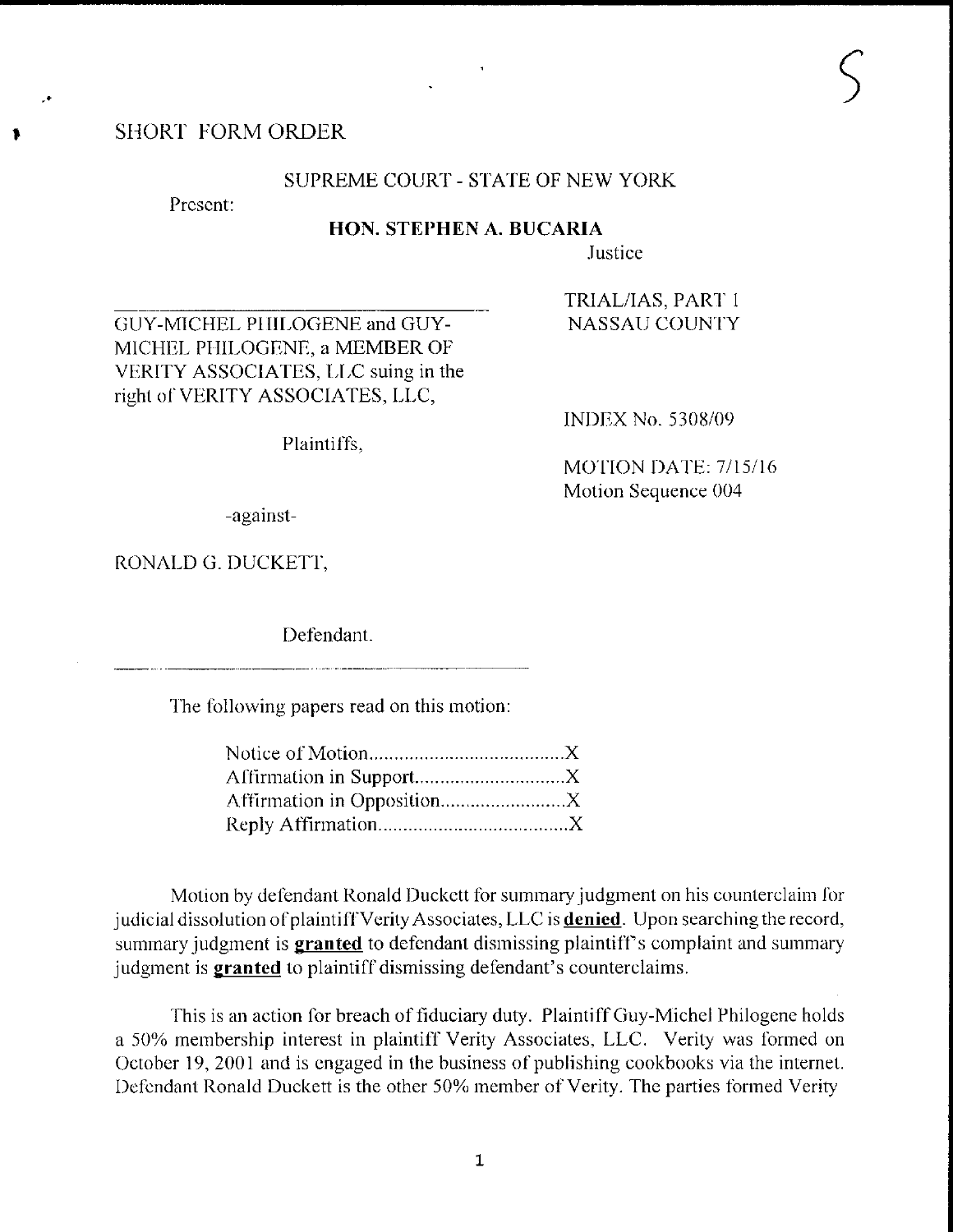SHORT FORM ORDER

SUPREME COURT - STATE OF NEW YORK

Present:

**HON. STEPHEN A. BUCARIA**

Justice

GUY-MICHEL PHILOGENE and GUY-MICHEL PHILOGENE, a MEMBER OF VERITY ASSOCIATES, LLC suing in the right of VERITY ASSOCIATES, LLC,

Plaintiffs,

-against-

RONALD G. DUCKETT,

Defendant.

TRIAL/IAS, PART 1
NASSAU COUNTY

INDEX No. 5308/09

MOTION DATE: 7/15/16
Motion Sequence 004

The following papers read on this motion:

Notice of Motion......................................X
Affirmation in Support.............................X
Affirmation in Opposition.........................X
Reply Affirmation.....................................X

Motion by defendant Ronald Duckett for summary judgment on his counterclaim for judicial dissolution of plaintiff Verity Associates, LLC is **denied**. Upon searching the record, summary judgment is **granted** to defendant dismissing plaintiff's complaint and summary judgment is **granted** to plaintiff dismissing defendant's counterclaims.

This is an action for breach of fiduciary duty. Plaintiff Guy-Michel Philogene holds a 50% membership interest in plaintiff Verity Associates, LLC. Verity was formed on October 19, 2001 and is engaged in the business of publishing cookbooks via the internet. Defendant Ronald Duckett is the other 50% member of Verity. The parties formed Verity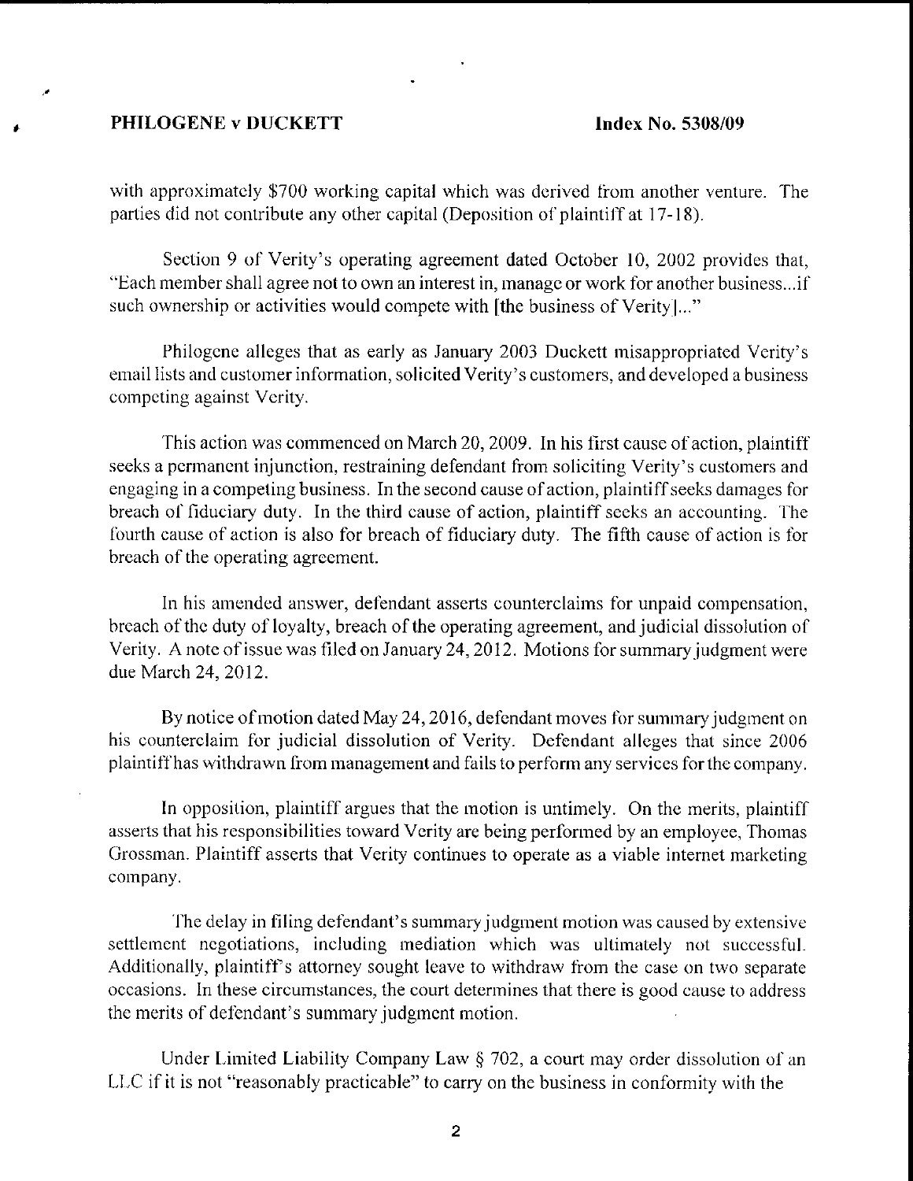with approximately $700 working capital which was derived from another venture. The parties did not contribute any other capital (Deposition of plaintiff at 17-18).

Section 9 of Verity's operating agreement dated October 10, 2002 provides that, "Each member shall agree not to own an interest in, manage or work for another business...if such ownership or activities would compete with [the business of Verity]..."

Philogene alleges that as early as January 2003 Duckett misappropriated Verity's email lists and customer information, solicited Verity's customers, and developed a business competing against Verity.

This action was commenced on March 20, 2009. In his first cause of action, plaintiff seeks a permanent injunction, restraining defendant from soliciting Verity's customers and engaging in a competing business. In the second cause of action, plaintiff seeks damages for breach of fiduciary duty. In the third cause of action, plaintiff seeks an accounting. The fourth cause of action is also for breach of fiduciary duty. The fifth cause of action is for breach of the operating agreement.

In his amended answer, defendant asserts counterclaims for unpaid compensation, breach of the duty of loyalty, breach of the operating agreement, and judicial dissolution of Verity. A note of issue was filed on January 24, 2012. Motions for summary judgment were due March 24, 2012.

By notice of motion dated May 24, 2016, defendant moves for summary judgment on his counterclaim for judicial dissolution of Verity. Defendant alleges that since 2006 plaintiff has withdrawn from management and fails to perform any services for the company.

In opposition, plaintiff argues that the motion is untimely. On the merits, plaintiff asserts that his responsibilities toward Verity are being performed by an employee, Thomas Grossman. Plaintiff asserts that Verity continues to operate as a viable internet marketing company.

The delay in filing defendant's summary judgment motion was caused by extensive settlement negotiations, including mediation which was ultimately not successful. Additionally, plaintiff's attorney sought leave to withdraw from the case on two separate occasions. In these circumstances, the court determines that there is good cause to address the merits of defendant's summary judgment motion.

Under Limited Liability Company Law § 702, a court may order dissolution of an LLC if it is not "reasonably practicable" to carry on the business in conformity with the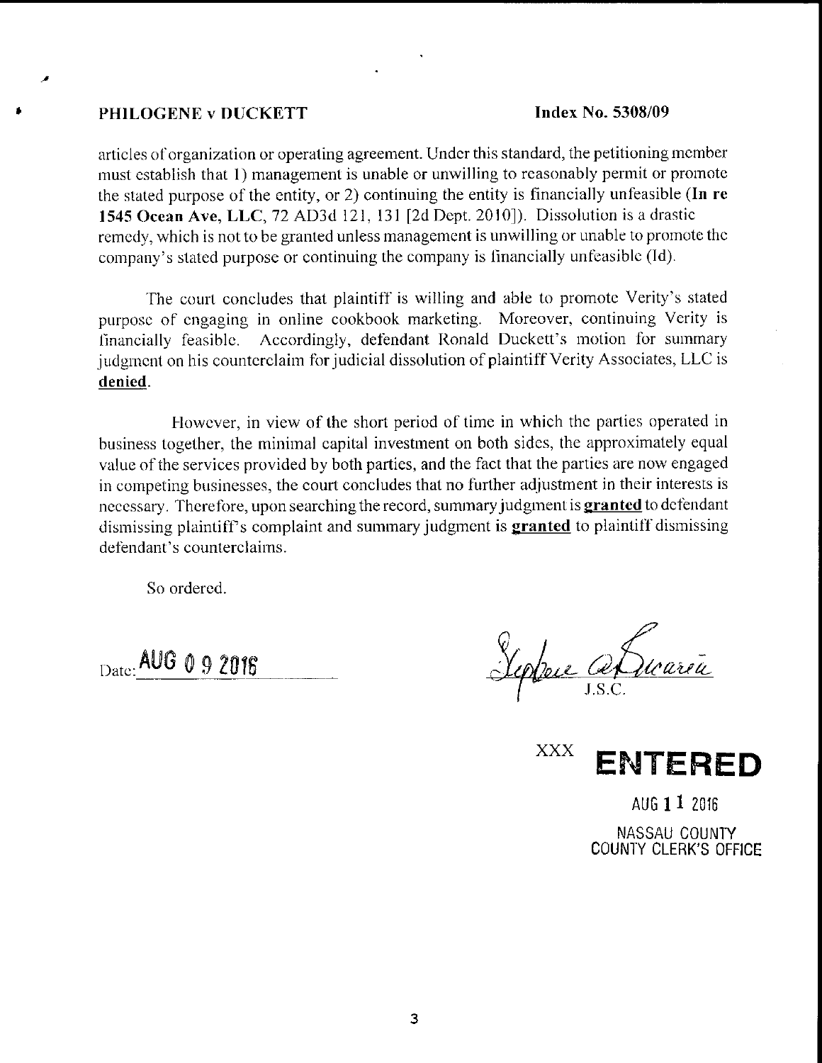articles of organization or operating agreement. Under this standard, the petitioning member must establish that 1) management is unable or unwilling to reasonably permit or promote the stated purpose of the entity, or 2) continuing the entity is financially unfeasible (**In re 1545 Ocean Ave, LLC**, 72 AD3d 121, 131 [2d Dept. 2010]). Dissolution is a drastic remedy, which is not to be granted unless management is unwilling or unable to promote the company's stated purpose or continuing the company is financially unfeasible (Id).

The court concludes that plaintiff is willing and able to promote Verity's stated purpose of engaging in online cookbook marketing. Moreover, continuing Verity is financially feasible. Accordingly, defendant Ronald Duckett's motion for summary judgment on his counterclaim for judicial dissolution of plaintiff Verity Associates, LLC is **denied**.

However, in view of the short period of time in which the parties operated in business together, the minimal capital investment on both sides, the approximately equal value of the services provided by both parties, and the fact that the parties are now engaged in competing businesses, the court concludes that no further adjustment in their interests is necessary. Therefore, upon searching the record, summary judgment is **granted** to defendant dismissing plaintiff's complaint and summary judgment is **granted** to plaintiff dismissing defendant's counterclaims.

So ordered.

Date: AUG 09 2016

J.S.C.

XXX **ENTERED**

AUG 11 2016

NASSAU COUNTY
COUNTY CLERK'S OFFICE